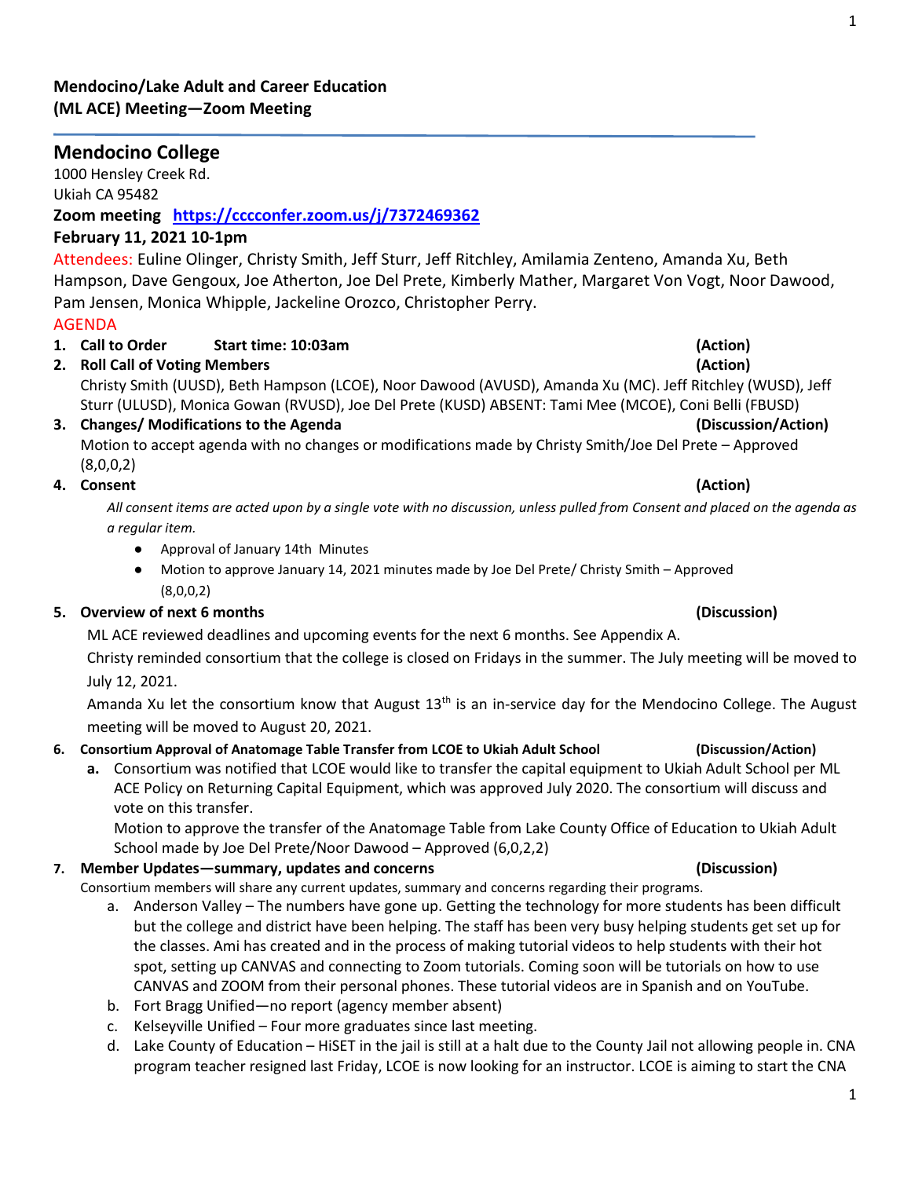**Mendocino/Lake Adult and Career Education (ML ACE) Meeting—Zoom Meeting**

## Mendocino College

1000 Hensley Creek Rd.
Ukiah CA 95482

**Zoom meeting** **https://cccconfer.zoom.us/j/7372469362**

**February 11, 2021 10-1pm**

Attendees: Euline Olinger, Christy Smith, Jeff Sturr, Jeff Ritchley, Amilamia Zenteno, Amanda Xu, Beth Hampson, Dave Gengoux, Joe Atherton, Joe Del Prete, Kimberly Mather, Margaret Von Vogt, Noor Dawood, Pam Jensen, Monica Whipple, Jackeline Orozco, Christopher Perry.

AGENDA

1. **Call to Order** **Start time: 10:03am** **(Action)**
2. **Roll Call of Voting Members** **(Action)**
   Christy Smith (UUSD), Beth Hampson (LCOE), Noor Dawood (AVUSD), Amanda Xu (MC). Jeff Ritchley (WUSD), Jeff Sturr (ULUSD), Monica Gowan (RVUSD), Joe Del Prete (KUSD) ABSENT: Tami Mee (MCOE), Coni Belli (FBUSD)
3. **Changes/ Modifications to the Agenda** **(Discussion/Action)**
   Motion to accept agenda with no changes or modifications made by Christy Smith/Joe Del Prete – Approved (8,0,0,2)
4. **Consent** **(Action)**
   *All consent items are acted upon by a single vote with no discussion, unless pulled from Consent and placed on the agenda as a regular item.*
   - Approval of January 14th Minutes
   - Motion to approve January 14, 2021 minutes made by Joe Del Prete/ Christy Smith – Approved (8,0,0,2)
5. **Overview of next 6 months** **(Discussion)**
   ML ACE reviewed deadlines and upcoming events for the next 6 months. See Appendix A.
   Christy reminded consortium that the college is closed on Fridays in the summer. The July meeting will be moved to July 12, 2021.
   Amanda Xu let the consortium know that August 13th is an in-service day for the Mendocino College. The August meeting will be moved to August 20, 2021.
6. **Consortium Approval of Anatomage Table Transfer from LCOE to Ukiah Adult School** **(Discussion/Action)**
   a. Consortium was notified that LCOE would like to transfer the capital equipment to Ukiah Adult School per ML ACE Policy on Returning Capital Equipment, which was approved July 2020. The consortium will discuss and vote on this transfer.
   Motion to approve the transfer of the Anatomage Table from Lake County Office of Education to Ukiah Adult School made by Joe Del Prete/Noor Dawood – Approved (6,0,2,2)
7. **Member Updates—summary, updates and concerns** **(Discussion)**
   Consortium members will share any current updates, summary and concerns regarding their programs.
   a. Anderson Valley – The numbers have gone up. Getting the technology for more students has been difficult but the college and district have been helping. The staff has been very busy helping students get set up for the classes. Ami has created and in the process of making tutorial videos to help students with their hot spot, setting up CANVAS and connecting to Zoom tutorials. Coming soon will be tutorials on how to use CANVAS and ZOOM from their personal phones. These tutorial videos are in Spanish and on YouTube.
   b. Fort Bragg Unified—no report (agency member absent)
   c. Kelseyville Unified – Four more graduates since last meeting.
   d. Lake County of Education – HiSET in the jail is still at a halt due to the County Jail not allowing people in. CNA program teacher resigned last Friday, LCOE is now looking for an instructor. LCOE is aiming to start the CNA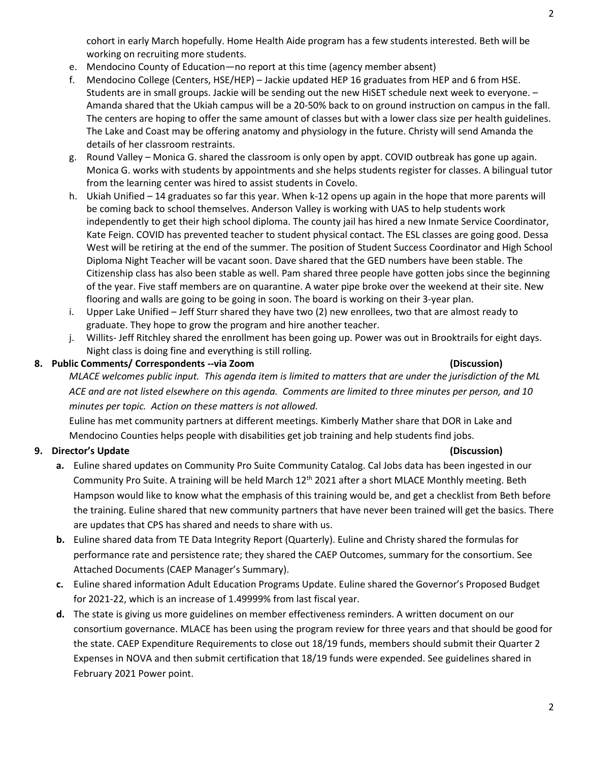cohort in early March hopefully. Home Health Aide program has a few students interested. Beth will be working on recruiting more students.

e. Mendocino County of Education—no report at this time (agency member absent)
f. Mendocino College (Centers, HSE/HEP) – Jackie updated HEP 16 graduates from HEP and 6 from HSE. Students are in small groups. Jackie will be sending out the new HiSET schedule next week to everyone. – Amanda shared that the Ukiah campus will be a 20-50% back to on ground instruction on campus in the fall. The centers are hoping to offer the same amount of classes but with a lower class size per health guidelines. The Lake and Coast may be offering anatomy and physiology in the future. Christy will send Amanda the details of her classroom restraints.
g. Round Valley – Monica G. shared the classroom is only open by appt. COVID outbreak has gone up again. Monica G. works with students by appointments and she helps students register for classes. A bilingual tutor from the learning center was hired to assist students in Covelo.
h. Ukiah Unified – 14 graduates so far this year. When k-12 opens up again in the hope that more parents will be coming back to school themselves. Anderson Valley is working with UAS to help students work independently to get their high school diploma. The county jail has hired a new Inmate Service Coordinator, Kate Feign. COVID has prevented teacher to student physical contact. The ESL classes are going good. Dessa West will be retiring at the end of the summer. The position of Student Success Coordinator and High School Diploma Night Teacher will be vacant soon. Dave shared that the GED numbers have been stable. The Citizenship class has also been stable as well. Pam shared three people have gotten jobs since the beginning of the year. Five staff members are on quarantine. A water pipe broke over the weekend at their site. New flooring and walls are going to be going in soon. The board is working on their 3-year plan.
i. Upper Lake Unified – Jeff Sturr shared they have two (2) new enrollees, two that are almost ready to graduate. They hope to grow the program and hire another teacher.
j. Willits- Jeff Ritchley shared the enrollment has been going up. Power was out in Brooktrails for eight days. Night class is doing fine and everything is still rolling.

**8. Public Comments/ Correspondents --via Zoom (Discussion)**

*MLACE welcomes public input. This agenda item is limited to matters that are under the jurisdiction of the ML ACE and are not listed elsewhere on this agenda. Comments are limited to three minutes per person, and 10 minutes per topic. Action on these matters is not allowed.*

Euline has met community partners at different meetings. Kimberly Mather share that DOR in Lake and Mendocino Counties helps people with disabilities get job training and help students find jobs.

**9. Director's Update (Discussion)**

**a.** Euline shared updates on Community Pro Suite Community Catalog. Cal Jobs data has been ingested in our Community Pro Suite. A training will be held March 12th 2021 after a short MLACE Monthly meeting. Beth Hampson would like to know what the emphasis of this training would be, and get a checklist from Beth before the training. Euline shared that new community partners that have never been trained will get the basics. There are updates that CPS has shared and needs to share with us.

**b.** Euline shared data from TE Data Integrity Report (Quarterly). Euline and Christy shared the formulas for performance rate and persistence rate; they shared the CAEP Outcomes, summary for the consortium. See Attached Documents (CAEP Manager's Summary).

**c.** Euline shared information Adult Education Programs Update. Euline shared the Governor's Proposed Budget for 2021-22, which is an increase of 1.49999% from last fiscal year.

**d.** The state is giving us more guidelines on member effectiveness reminders. A written document on our consortium governance. MLACE has been using the program review for three years and that should be good for the state. CAEP Expenditure Requirements to close out 18/19 funds, members should submit their Quarter 2 Expenses in NOVA and then submit certification that 18/19 funds were expended. See guidelines shared in February 2021 Power point.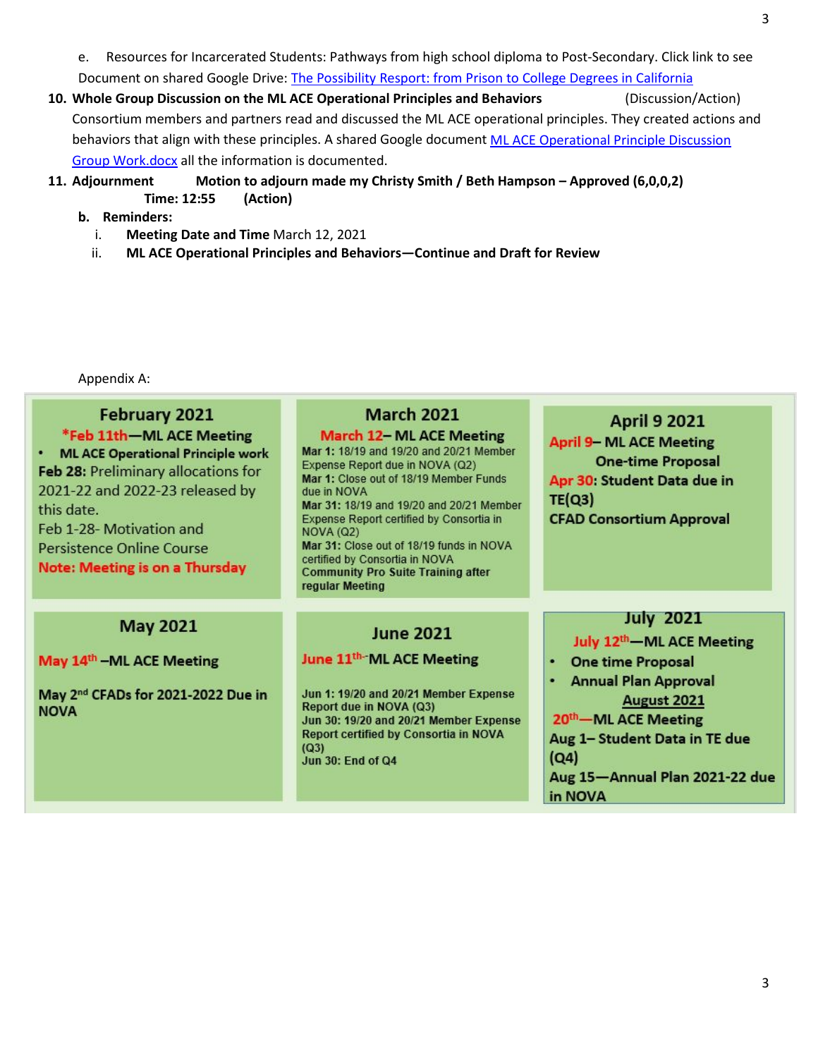e. Resources for Incarcerated Students: Pathways from high school diploma to Post-Secondary. Click link to see Document on shared Google Drive: The Possibility Resport: from Prison to College Degrees in California

10. **Whole Group Discussion on the ML ACE Operational Principles and Behaviors** (Discussion/Action)
    Consortium members and partners read and discussed the ML ACE operational principles. They created actions and behaviors that align with these principles. A shared Google document ML ACE Operational Principle Discussion Group Work.docx all the information is documented.

11. **Adjournment** **Motion to adjourn made my Christy Smith / Beth Hampson – Approved (6,0,0,2)**
    **Time: 12:55 (Action)**

    b. **Reminders:**
    i. **Meeting Date and Time** March 12, 2021
    ii. **ML ACE Operational Principles and Behaviors—Continue and Draft for Review**

Appendix A:

| | | |
|---|---|---|
| **February 2021**<br>***Feb 11th—ML ACE Meeting**<br>• **ML ACE Operational Principle work**<br>**Feb 28:** Preliminary allocations for 2021-22 and 2022-23 released by this date.<br>Feb 1-28- Motivation and Persistence Online Course<br>**Note: Meeting is on a Thursday** | **March 2021**<br>**March 12– ML ACE Meeting**<br>**Mar 1:** 18/19 and 19/20 and 20/21 Member Expense Report due in NOVA (Q2)<br>**Mar 1:** Close out of 18/19 Member Funds due in NOVA<br>**Mar 31:** 18/19 and 19/20 and 20/21 Member Expense Report certified by Consortia in NOVA (Q2)<br>**Mar 31:** Close out of 18/19 funds in NOVA certified by Consortia in NOVA<br>**Community Pro Suite Training after regular Meeting** | **April 9 2021**<br>**April 9– ML ACE Meeting**<br>**One-time Proposal**<br>**Apr 30: Student Data due in TE(Q3)**<br>**CFAD Consortium Approval** |
| **May 2021**<br>**May 14th –ML ACE Meeting**<br>**May 2nd CFADs for 2021-2022 Due in NOVA** | **June 2021**<br>**June 11th- ML ACE Meeting**<br>**Jun 1: 19/20 and 20/21 Member Expense Report due in NOVA (Q3)**<br>**Jun 30: 19/20 and 20/21 Member Expense Report certified by Consortia in NOVA (Q3)**<br>**Jun 30: End of Q4** | **July 2021**<br>**July 12th—ML ACE Meeting**<br>• **One time Proposal**<br>• **Annual Plan Approval**<br>**August 2021**<br>**20th—ML ACE Meeting**<br>**Aug 1– Student Data in TE due (Q4)**<br>**Aug 15—Annual Plan 2021-22 due in NOVA** |